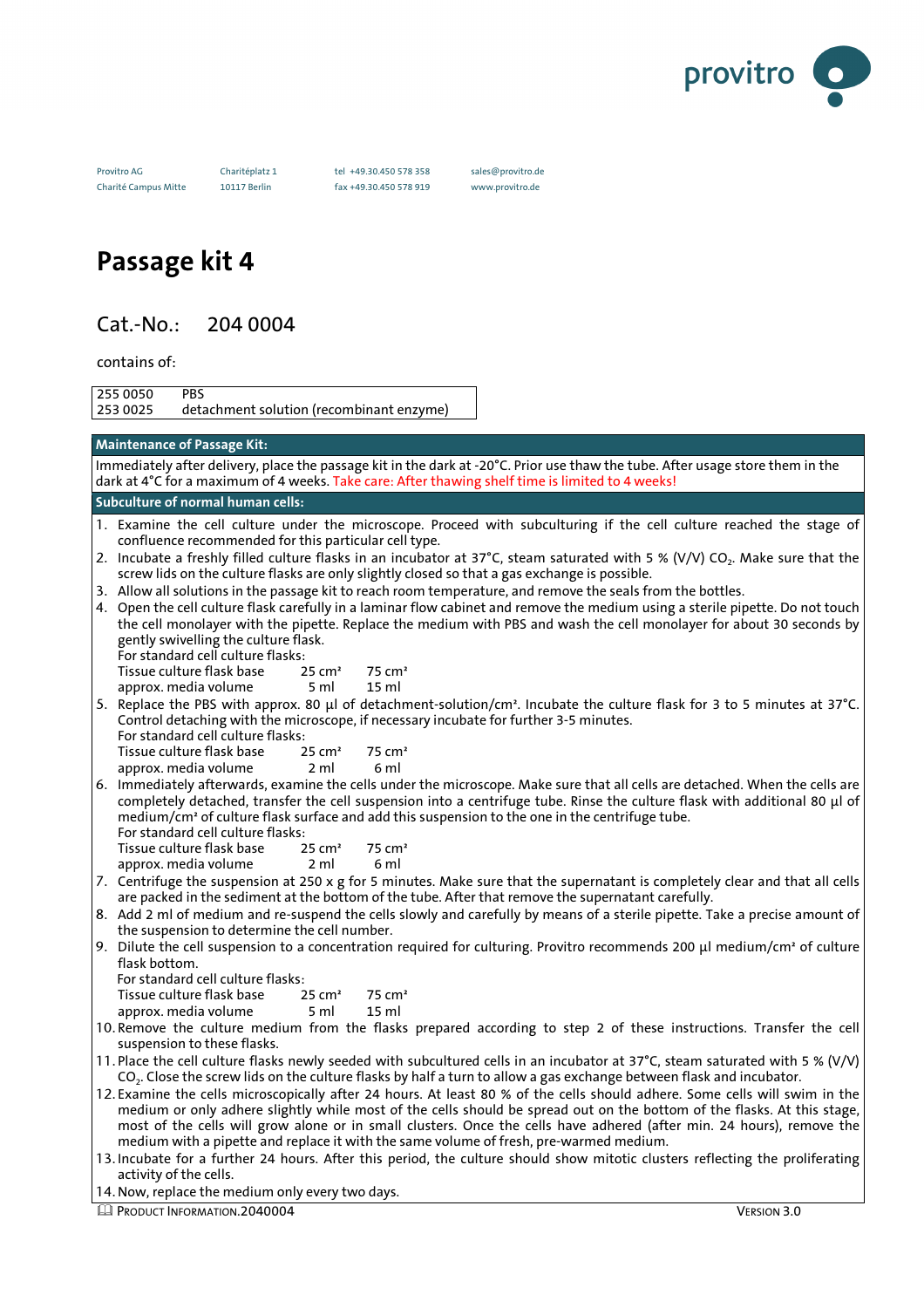provitro

Provitro AG
Charité Campus Mitte

Chariteplatz 1
10117 Berlin

tel +49.30.450 578 358
fax +49.30.450 578 919

sales@provitro.de
www.provitro.de

# Passage kit 4

## Cat.-No.: 204 0004

contains of:

| | |
|---|---|
| 255 0050 | PBS |
| 253 0025 | detachment solution (recombinant enzyme) |

**Maintenance of Passage Kit:**

Immediately after delivery, place the passage kit in the dark at -20°C. Prior use thaw the tube. After usage store them in the dark at 4°C for a maximum of 4 weeks. Take care: After thawing shelf time is limited to 4 weeks!

**Subculture of normal human cells:**

1. Examine the cell culture under the microscope. Proceed with subculturing if the cell culture reached the stage of confluence recommended for this particular cell type.
2. Incubate a freshly filled culture flasks in an incubator at 37°C, steam saturated with 5 % (V/V) $CO_2$. Make sure that the screw lids on the culture flasks are only slightly closed so that a gas exchange is possible.
3. Allow all solutions in the passage kit to reach room temperature, and remove the seals from the bottles.
4. Open the cell culture flask carefully in a laminar flow cabinet and remove the medium using a sterile pipette. Do not touch the cell monolayer with the pipette. Replace the medium with PBS and wash the cell monolayer for about 30 seconds by gently swivelling the culture flask.
   For standard cell culture flasks:

   | Tissue culture flask base | 25 cm² | 75 cm² |
   |---|---|---|
   | approx. media volume | 5 ml | 15 ml |

5. Replace the PBS with approx. 80 µl of detachment-solution/cm². Incubate the culture flask for 3 to 5 minutes at 37°C. Control detaching with the microscope, if necessary incubate for further 3-5 minutes.
   For standard cell culture flasks:

   | Tissue culture flask base | 25 cm² | 75 cm² |
   |---|---|---|
   | approx. media volume | 2 ml | 6 ml |

6. Immediately afterwards, examine the cells under the microscope. Make sure that all cells are detached. When the cells are completely detached, transfer the cell suspension into a centrifuge tube. Rinse the culture flask with additional 80 µl of medium/cm² of culture flask surface and add this suspension to the one in the centrifuge tube.
   For standard cell culture flasks:

   | Tissue culture flask base | 25 cm² | 75 cm² |
   |---|---|---|
   | approx. media volume | 2 ml | 6 ml |

7. Centrifuge the suspension at 250 x g for 5 minutes. Make sure that the supernatant is completely clear and that all cells are packed in the sediment at the bottom of the tube. After that remove the supernatant carefully.
8. Add 2 ml of medium and re-suspend the cells slowly and carefully by means of a sterile pipette. Take a precise amount of the suspension to determine the cell number.
9. Dilute the cell suspension to a concentration required for culturing. Provitro recommends 200 µl medium/cm² of culture flask bottom.
   For standard cell culture flasks:

   | Tissue culture flask base | 25 cm² | 75 cm² |
   |---|---|---|
   | approx. media volume | 5 ml | 15 ml |

10. Remove the culture medium from the flasks prepared according to step 2 of these instructions. Transfer the cell suspension to these flasks.
11. Place the cell culture flasks newly seeded with subcultured cells in an incubator at 37°C, steam saturated with 5 % (V/V) $CO_2$. Close the screw lids on the culture flasks by half a turn to allow a gas exchange between flask and incubator.
12. Examine the cells microscopically after 24 hours. At least 80 % of the cells should adhere. Some cells will swim in the medium or only adhere slightly while most of the cells should be spread out on the bottom of the flasks. At this stage, most of the cells will grow alone or in small clusters. Once the cells have adhered (after min. 24 hours), remove the medium with a pipette and replace it with the same volume of fresh, pre-warmed medium.
13. Incubate for a further 24 hours. After this period, the culture should show mitotic clusters reflecting the proliferating activity of the cells.
14. Now, replace the medium only every two days.

Product Information.2040004 — Version 3.0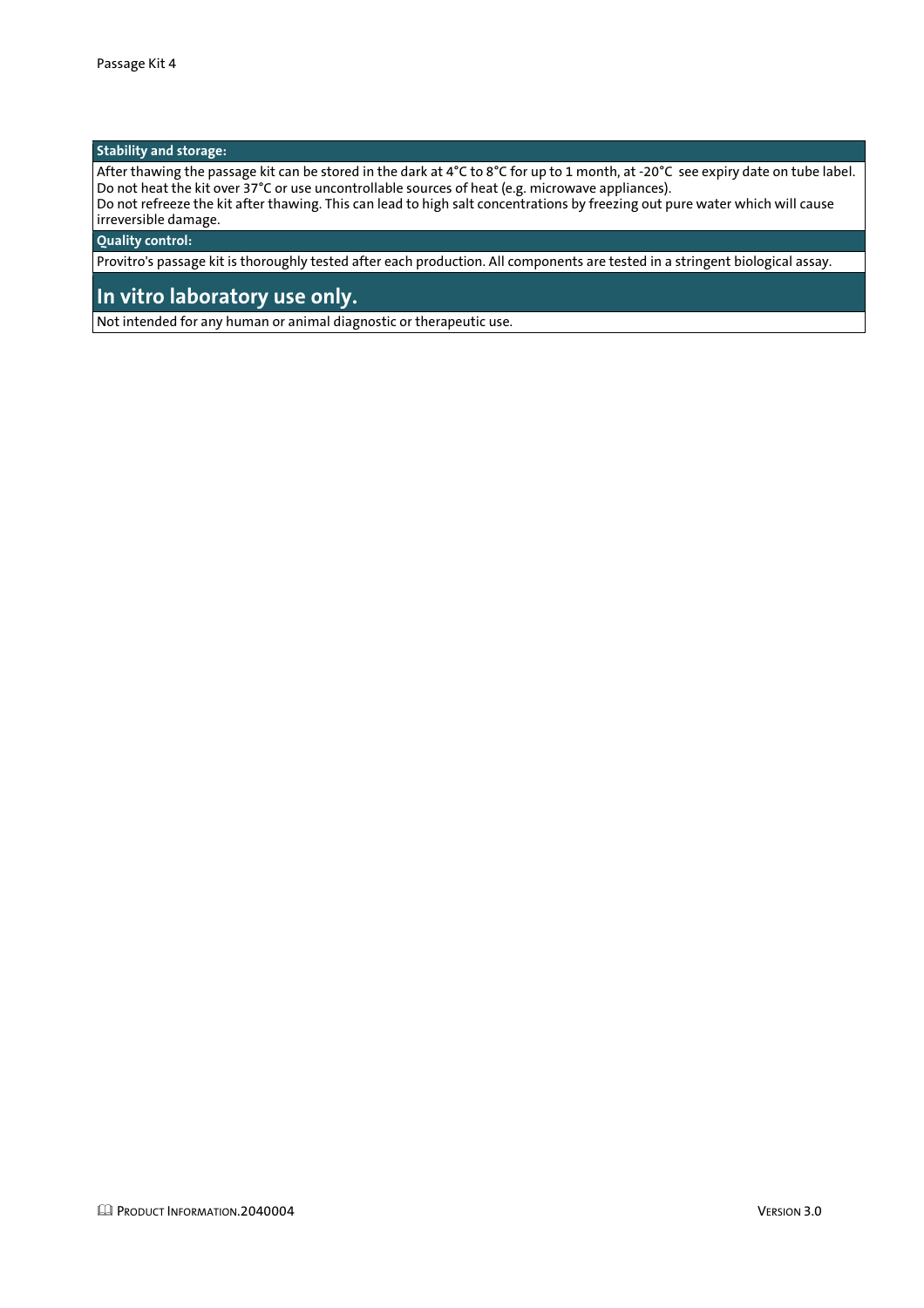### Stability and storage:

After thawing the passage kit can be stored in the dark at 4°C to 8°C for up to 1 month, at -20°C see expiry date on tube label.
Do not heat the kit over 37°C or use uncontrollable sources of heat (e.g. microwave appliances).
Do not refreeze the kit after thawing. This can lead to high salt concentrations by freezing out pure water which will cause irreversible damage.

### Quality control:

Provitro's passage kit is thoroughly tested after each production. All components are tested in a stringent biological assay.

## In vitro laboratory use only.

Not intended for any human or animal diagnostic or therapeutic use.